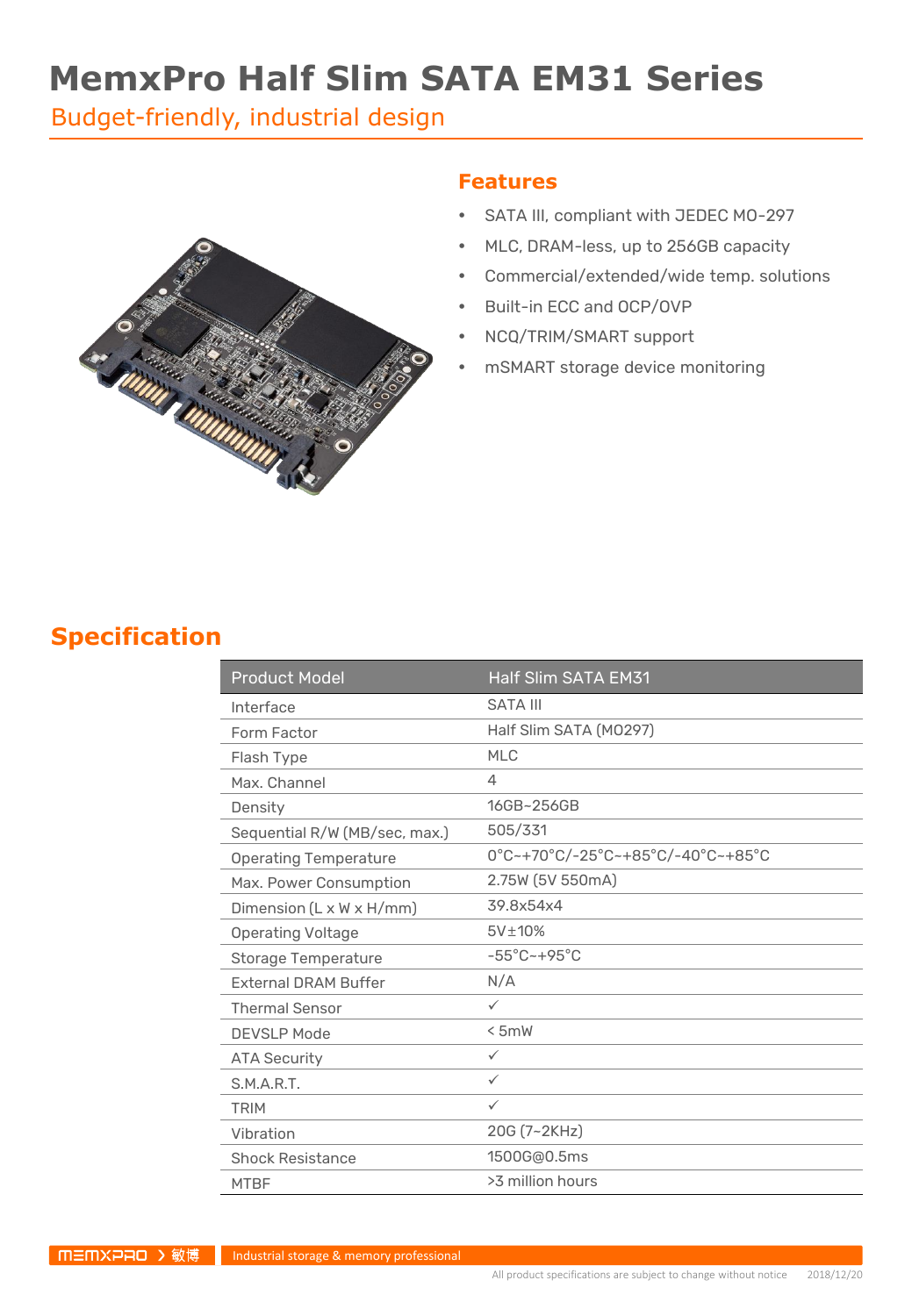# MemxPro Half Slim SATA EM31 Series

Budget-friendly, industrial design

## Features

- SATA III, compliant with JEDEC MO-297
- MLC, DRAM-less, up to 256GB capacity
- Commercial/extended/wide temp. solutions
- Built-in ECC and OCP/OVP
- NCQ/TRIM/SMART support
- mSMART storage device monitoring

## Specification

| Product Model | Half Slim SATA EM31 |
|---|---|
| Interface | SATA III |
| Form Factor | Half Slim SATA (MO297) |
| Flash Type | MLC |
| Max. Channel | 4 |
| Density | 16GB~256GB |
| Sequential R/W (MB/sec, max.) | 505/331 |
| Operating Temperature | 0°C~+70°C/-25°C~+85°C/-40°C~+85°C |
| Max. Power Consumption | 2.75W (5V 550mA) |
| Dimension (L x W x H/mm) | 39.8x54x4 |
| Operating Voltage | 5V±10% |
| Storage Temperature | -55°C~+95°C |
| External DRAM Buffer | N/A |
| Thermal Sensor | ✓ |
| DEVSLP Mode | < 5mW |
| ATA Security | ✓ |
| S.M.A.R.T. | ✓ |
| TRIM | ✓ |
| Vibration | 20G (7~2KHz) |
| Shock Resistance | 1500G@0.5ms |
| MTBF | >3 million hours |

MEMXPRO 敏博 Industrial storage & memory professional

All product specifications are subject to change without notice 2018/12/20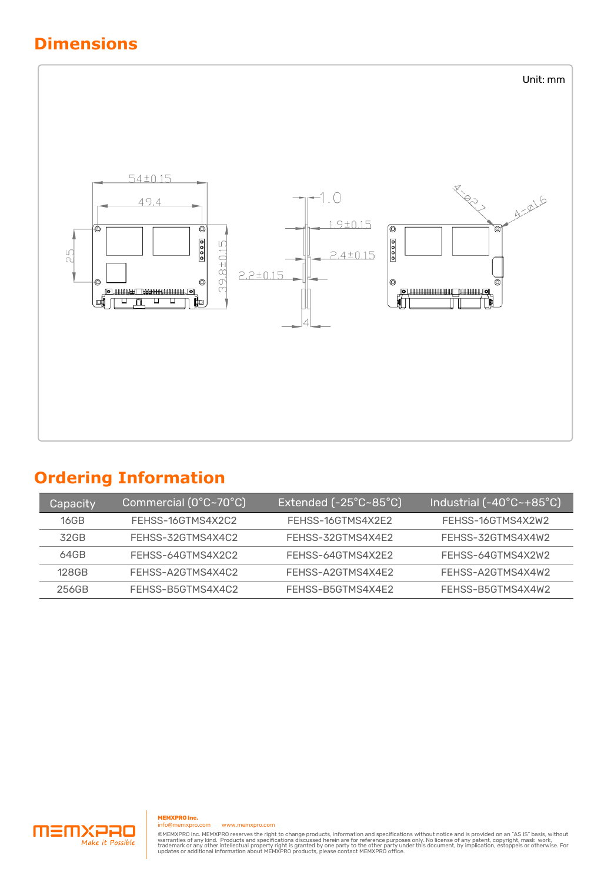## Dimensions

Unit: mm

54±0.15
49.4
25
39.8±0.15
1.0
1.9±0.15
2.4±0.15
2.2±0.15
4
4-ø2.7
4-ø1.6

## Ordering Information

| Capacity | Commercial (0°C~70°C) | Extended (-25°C~85°C) | Industrial (-40°C~+85°C) |
|---|---|---|---|
| 16GB | FEHSS-16GTMS4X2C2 | FEHSS-16GTMS4X2E2 | FEHSS-16GTMS4X2W2 |
| 32GB | FEHSS-32GTMS4X4C2 | FEHSS-32GTMS4X4E2 | FEHSS-32GTMS4X4W2 |
| 64GB | FEHSS-64GTMS4X2C2 | FEHSS-64GTMS4X2E2 | FEHSS-64GTMS4X2W2 |
| 128GB | FEHSS-A2GTMS4X4C2 | FEHSS-A2GTMS4X4E2 | FEHSS-A2GTMS4X4W2 |
| 256GB | FEHSS-B5GTMS4X4C2 | FEHSS-B5GTMS4X4E2 | FEHSS-B5GTMS4X4W2 |

MEMXPRO *Make it Possible*

**MEMXPRO Inc.**
info@memxpro.com www.memxpro.com

©MEMXPRO Inc. MEMXPRO reserves the right to change products, information and specifications without notice and is provided on an "AS IS" basis, without warranties of any kind. Products and specifications discussed herein are for reference purposes only. No license of any patent, copyright, mask work, trademark or any other intellectual property right is granted by one party to the other party under this document, by implication, estoppels or otherwise. For updates or additional information about MEMXPRO products, please contact MEMXPRO office.